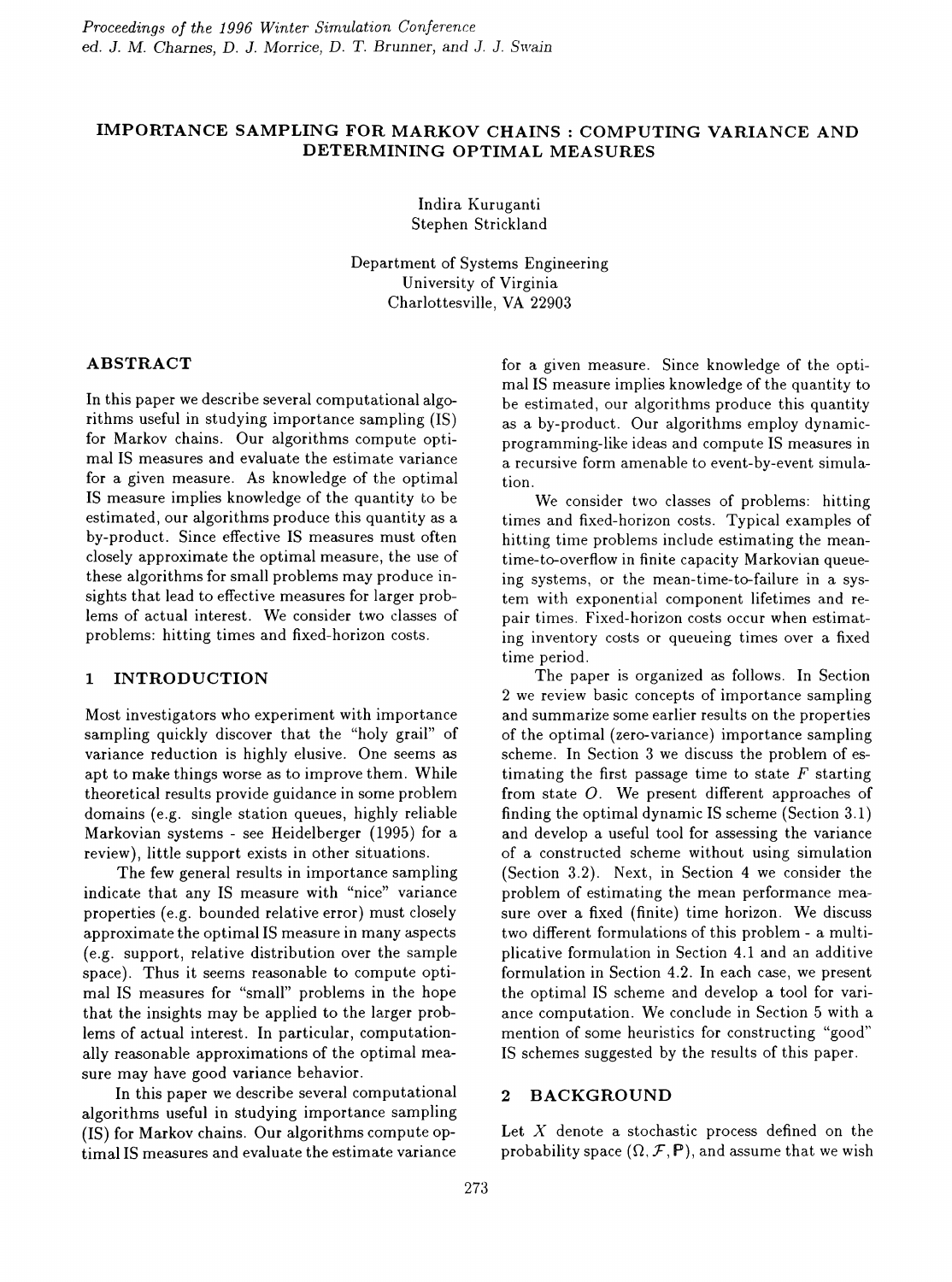# IMPORTANCE SAMPLING FOR MARKOV CHAINS : COMPUTING VARIANCE AND DETERMINING OPTIMAL MEASURES

Indira Kuruganti
Stephen Strickland

Department of Systems Engineering
University of Virginia
Charlottesville, VA 22903

## ABSTRACT

In this paper we describe several computational algorithms useful in studying importance sampling (IS) for Markov chains. Our algorithms compute optimal IS measures and evaluate the estimate variance for a given measure. As knowledge of the optimal IS measure implies knowledge of the quantity to be estimated, our algorithms produce this quantity as a by-product. Since effective IS measures must often closely approximate the optimal measure, the use of these algorithms for small problems may produce insights that lead to effective measures for larger problems of actual interest. We consider two classes of problems: hitting times and fixed-horizon costs.

## 1 INTRODUCTION

Most investigators who experiment with importance sampling quickly discover that the "holy grail" of variance reduction is highly elusive. One seems as apt to make things worse as to improve them. While theoretical results provide guidance in some problem domains (e.g. single station queues, highly reliable Markovian systems - see Heidelberger (1995) for a review), little support exists in other situations.

The few general results in importance sampling indicate that any IS measure with "nice" variance properties (e.g. bounded relative error) must closely approximate the optimal IS measure in many aspects (e.g. support, relative distribution over the sample space). Thus it seems reasonable to compute optimal IS measures for "small" problems in the hope that the insights may be applied to the larger problems of actual interest. In particular, computationally reasonable approximations of the optimal measure may have good variance behavior.

In this paper we describe several computational algorithms useful in studying importance sampling (IS) for Markov chains. Our algorithms compute optimal IS measures and evaluate the estimate variance for a given measure. Since knowledge of the optimal IS measure implies knowledge of the quantity to be estimated, our algorithms produce this quantity as a by-product. Our algorithms employ dynamic-programming-like ideas and compute IS measures in a recursive form amenable to event-by-event simulation.

We consider two classes of problems: hitting times and fixed-horizon costs. Typical examples of hitting time problems include estimating the mean-time-to-overflow in finite capacity Markovian queueing systems, or the mean-time-to-failure in a system with exponential component lifetimes and repair times. Fixed-horizon costs occur when estimating inventory costs or queueing times over a fixed time period.

The paper is organized as follows. In Section 2 we review basic concepts of importance sampling and summarize some earlier results on the properties of the optimal (zero-variance) importance sampling scheme. In Section 3 we discuss the problem of estimating the first passage time to state $F$ starting from state $O$. We present different approaches of finding the optimal dynamic IS scheme (Section 3.1) and develop a useful tool for assessing the variance of a constructed scheme without using simulation (Section 3.2). Next, in Section 4 we consider the problem of estimating the mean performance measure over a fixed (finite) time horizon. We discuss two different formulations of this problem - a multiplicative formulation in Section 4.1 and an additive formulation in Section 4.2. In each case, we present the optimal IS scheme and develop a tool for variance computation. We conclude in Section 5 with a mention of some heuristics for constructing "good" IS schemes suggested by the results of this paper.

## 2 BACKGROUND

Let $X$ denote a stochastic process defined on the probability space $(\Omega, \mathcal{F}, \mathbf{P})$, and assume that we wish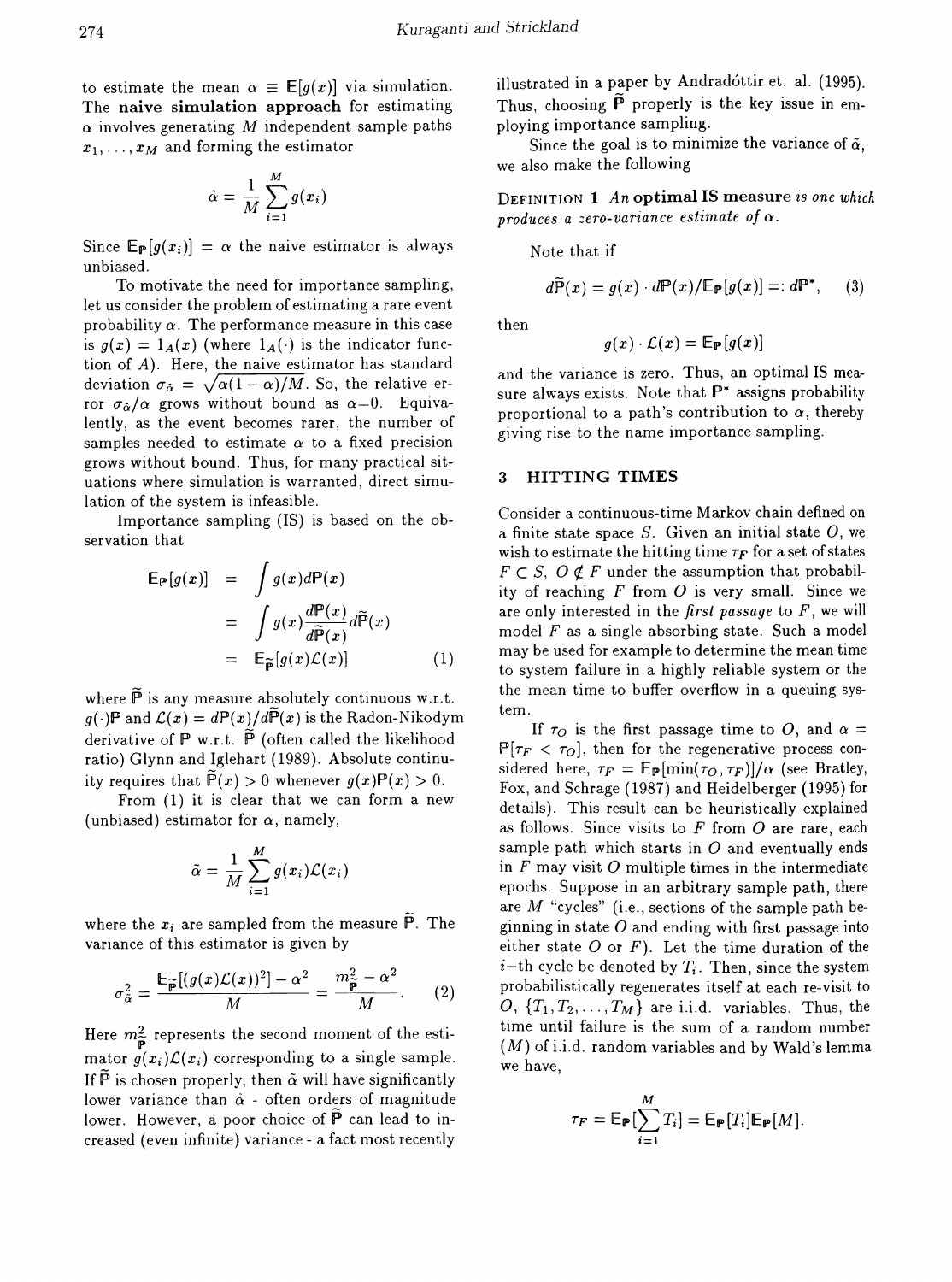to estimate the mean $\alpha \equiv \mathsf{E}[g(x)]$ via simulation. The **naive simulation approach** for estimating $\alpha$ involves generating $M$ independent sample paths $x_1, \ldots, x_M$ and forming the estimator

$$\hat{\alpha} = \frac{1}{M} \sum_{i=1}^{M} g(x_i)$$

Since $\mathsf{E}_{\mathsf{P}}[g(x_i)] = \alpha$ the naive estimator is always unbiased.

To motivate the need for importance sampling, let us consider the problem of estimating a rare event probability $\alpha$. The performance measure in this case is $g(x) = 1_A(x)$ (where $1_A(\cdot)$ is the indicator function of $A$). Here, the naive estimator has standard deviation $\sigma_{\hat{\alpha}} = \sqrt{\alpha(1-\alpha)/M}$. So, the relative error $\sigma_{\hat{\alpha}}/\alpha$ grows without bound as $\alpha \to 0$. Equivalently, as the event becomes rarer, the number of samples needed to estimate $\alpha$ to a fixed precision grows without bound. Thus, for many practical situations where simulation is warranted, direct simulation of the system is infeasible.

Importance sampling (IS) is based on the observation that

$$\begin{aligned} \mathsf{E}_{\mathsf{P}}[g(x)] &= \int g(x) d\mathsf{P}(x) \\ &= \int g(x) \frac{d\mathsf{P}(x)}{d\widetilde{\mathsf{P}}(x)} d\widetilde{\mathsf{P}}(x) \\ &= \mathsf{E}_{\widetilde{\mathsf{P}}}[g(x)\mathcal{L}(x)] \end{aligned} \quad (1)$$

where $\widetilde{\mathsf{P}}$ is any measure absolutely continuous w.r.t. $g(\cdot)\mathsf{P}$ and $\mathcal{L}(x) = d\mathsf{P}(x)/d\widetilde{\mathsf{P}}(x)$ is the Radon-Nikodym derivative of $\mathsf{P}$ w.r.t. $\widetilde{\mathsf{P}}$ (often called the likelihood ratio) Glynn and Iglehart (1989). Absolute continuity requires that $\widetilde{\mathsf{P}}(x) > 0$ whenever $g(x)\mathsf{P}(x) > 0$.

From (1) it is clear that we can form a new (unbiased) estimator for $\alpha$, namely,

$$\tilde{\alpha} = \frac{1}{M} \sum_{i=1}^{M} g(x_i)\mathcal{L}(x_i)$$

where the $x_i$ are sampled from the measure $\widetilde{\mathsf{P}}$. The variance of this estimator is given by

$$\sigma_{\tilde{\alpha}}^2 = \frac{\mathsf{E}_{\widetilde{\mathsf{P}}}[(g(x)\mathcal{L}(x))^2] - \alpha^2}{M} = \frac{m_{\widetilde{\mathsf{P}}}^2 - \alpha^2}{M}. \quad (2)$$

Here $m_{\widetilde{\mathsf{P}}}^2$ represents the second moment of the estimator $g(x_i)\mathcal{L}(x_i)$ corresponding to a single sample. If $\widetilde{\mathsf{P}}$ is chosen properly, then $\tilde{\alpha}$ will have significantly lower variance than $\hat{\alpha}$ - often orders of magnitude lower. However, a poor choice of $\widetilde{\mathsf{P}}$ can lead to increased (even infinite) variance - a fact most recently illustrated in a paper by Andradóttir et. al. (1995). Thus, choosing $\widetilde{\mathsf{P}}$ properly is the key issue in employing importance sampling.

Since the goal is to minimize the variance of $\tilde{\alpha}$, we also make the following

DEFINITION 1 *An* **optimal IS measure** *is one which produces a zero-variance estimate of* $\alpha$.

Note that if

$$d\widetilde{\mathsf{P}}(x) = g(x) \cdot d\mathsf{P}(x)/\mathsf{E}_{\mathsf{P}}[g(x)] =: d\mathsf{P}^*, \quad (3)$$

then

$$g(x) \cdot \mathcal{L}(x) = \mathsf{E}_{\mathsf{P}}[g(x)]$$

and the variance is zero. Thus, an optimal IS measure always exists. Note that $\mathsf{P}^*$ assigns probability proportional to a path's contribution to $\alpha$, thereby giving rise to the name importance sampling.

## 3 HITTING TIMES

Consider a continuous-time Markov chain defined on a finite state space $S$. Given an initial state $O$, we wish to estimate the hitting time $\tau_F$ for a set of states $F \subset S$, $O \notin F$ under the assumption that probability of reaching $F$ from $O$ is very small. Since we are only interested in the *first passage* to $F$, we will model $F$ as a single absorbing state. Such a model may be used for example to determine the mean time to system failure in a highly reliable system or the the mean time to buffer overflow in a queuing system.

If $\tau_O$ is the first passage time to $O$, and $\alpha = \mathsf{P}[\tau_F < \tau_O]$, then for the regenerative process considered here, $\tau_F = \mathsf{E}_{\mathsf{P}}[\min(\tau_O, \tau_F)]/\alpha$ (see Bratley, Fox, and Schrage (1987) and Heidelberger (1995) for details). This result can be heuristically explained as follows. Since visits to $F$ from $O$ are rare, each sample path which starts in $O$ and eventually ends in $F$ may visit $O$ multiple times in the intermediate epochs. Suppose in an arbitrary sample path, there are $M$ "cycles" (i.e., sections of the sample path beginning in state $O$ and ending with first passage into either state $O$ or $F$). Let the time duration of the $i$-th cycle be denoted by $T_i$. Then, since the system probabilistically regenerates itself at each re-visit to $O$, $\{T_1, T_2, \ldots, T_M\}$ are i.i.d. variables. Thus, the time until failure is the sum of a random number ($M$) of i.i.d. random variables and by Wald's lemma we have,

$$\tau_F = \mathsf{E}_{\mathsf{P}}[\sum_{i=1}^{M} T_i] = \mathsf{E}_{\mathsf{P}}[T_i]\mathsf{E}_{\mathsf{P}}[M].$$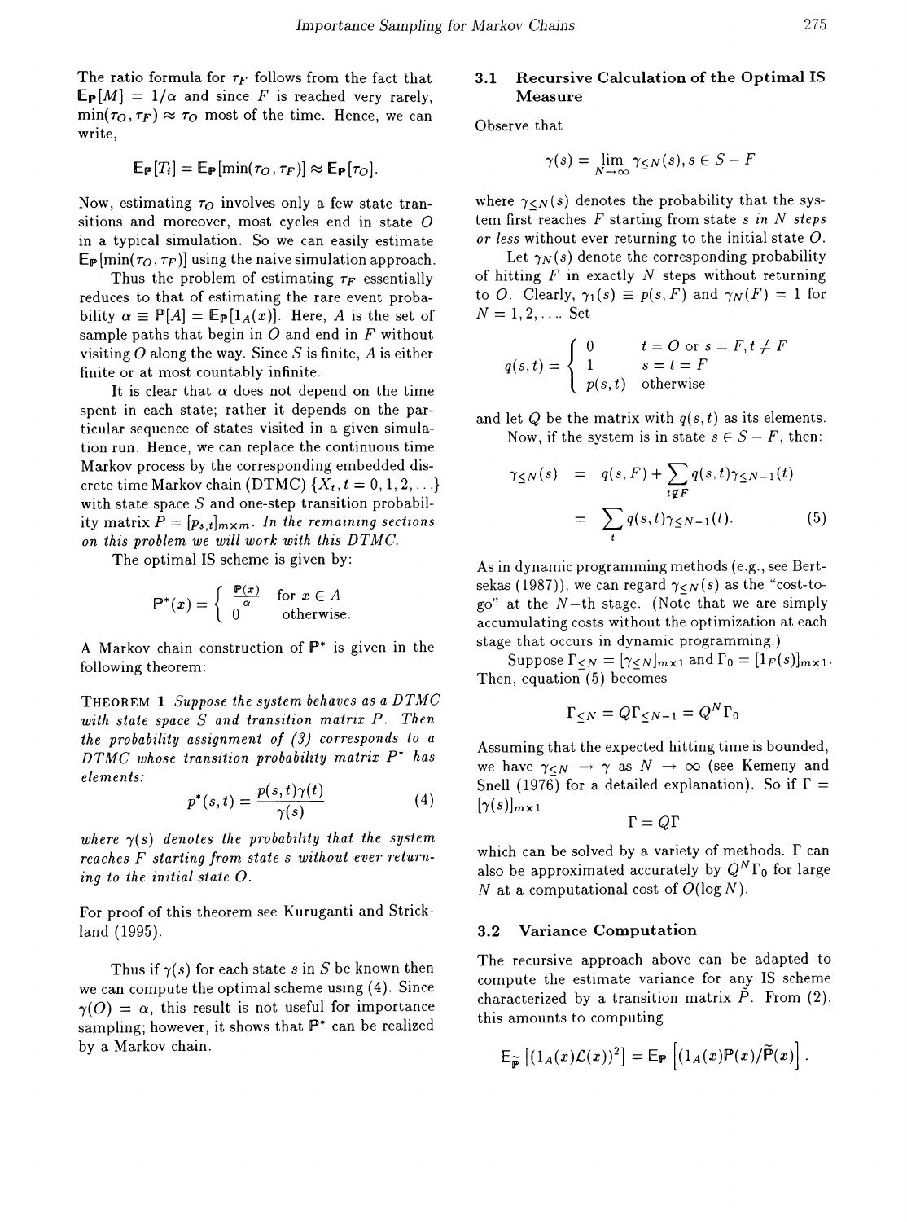The ratio formula for $\tau_F$ follows from the fact that $\mathbb{E}_{\mathbb{P}}[M] = 1/\alpha$ and since $F$ is reached very rarely, $\min(\tau_O, \tau_F) \approx \tau_O$ most of the time. Hence, we can write,

$$\mathbb{E}_{\mathbb{P}}[T_i] = \mathbb{E}_{\mathbb{P}}[\min(\tau_O, \tau_F)] \approx \mathbb{E}_{\mathbb{P}}[\tau_O].$$

Now, estimating $\tau_O$ involves only a few state transitions and moreover, most cycles end in state $O$ in a typical simulation. So we can easily estimate $\mathbb{E}_{\mathbb{P}}[\min(\tau_O, \tau_F)]$ using the naive simulation approach.

Thus the problem of estimating $\tau_F$ essentially reduces to that of estimating the rare event probability $\alpha \equiv \mathbb{P}[A] = \mathbb{E}_{\mathbb{P}}[1_A(x)]$. Here, $A$ is the set of sample paths that begin in $O$ and end in $F$ without visiting $O$ along the way. Since $S$ is finite, $A$ is either finite or at most countably infinite.

It is clear that $\alpha$ does not depend on the time spent in each state; rather it depends on the particular sequence of states visited in a given simulation run. Hence, we can replace the continuous time Markov process by the corresponding embedded discrete time Markov chain (DTMC) $\{X_t, t = 0, 1, 2, \ldots\}$ with state space $S$ and one-step transition probability matrix $P = [p_{s,t}]_{m \times m}$. *In the remaining sections on this problem we will work with this DTMC.*

The optimal IS scheme is given by:

$$\mathbb{P}^*(x) = \begin{cases} \frac{\mathbb{P}(x)}{\alpha} & \text{for } x \in A \\ 0 & \text{otherwise.} \end{cases}$$

A Markov chain construction of $\mathbb{P}^*$ is given in the following theorem:

**THEOREM 1** *Suppose the system behaves as a DTMC with state space $S$ and transition matrix $P$. Then the probability assignment of (3) corresponds to a DTMC whose transition probability matrix $P^*$ has elements:*

$$p^*(s,t) = \frac{p(s,t)\gamma(t)}{\gamma(s)} \tag{4}$$

*where $\gamma(s)$ denotes the probability that the system reaches $F$ starting from state $s$ without ever returning to the initial state $O$.*

For proof of this theorem see Kuruganti and Strickland (1995).

Thus if $\gamma(s)$ for each state $s$ in $S$ be known then we can compute the optimal scheme using (4). Since $\gamma(O) = \alpha$, this result is not useful for importance sampling; however, it shows that $\mathbb{P}^*$ can be realized by a Markov chain.

### 3.1 Recursive Calculation of the Optimal IS Measure

Observe that

$$\gamma(s) = \lim_{N \to \infty} \gamma_{\leq N}(s), s \in S - F$$

where $\gamma_{\leq N}(s)$ denotes the probability that the system first reaches $F$ starting from state $s$ *in $N$ steps or less* without ever returning to the initial state $O$.

Let $\gamma_N(s)$ denote the corresponding probability of hitting $F$ in exactly $N$ steps without returning to $O$. Clearly, $\gamma_1(s) \equiv p(s, F)$ and $\gamma_N(F) = 1$ for $N = 1, 2, \ldots$. Set

$$q(s,t) = \begin{cases} 0 & t = O \text{ or } s = F, t \neq F \\ 1 & s = t = F \\ p(s,t) & \text{otherwise} \end{cases}$$

and let $Q$ be the matrix with $q(s,t)$ as its elements.

Now, if the system is in state $s \in S - F$, then:

$$\begin{aligned} \gamma_{\leq N}(s) &= q(s,F) + \sum_{t \notin F} q(s,t)\gamma_{\leq N-1}(t) \\ &= \sum_{t} q(s,t)\gamma_{\leq N-1}(t). \end{aligned} \tag{5}$$

As in dynamic programming methods (e.g., see Bertsekas (1987)), we can regard $\gamma_{\leq N}(s)$ as the "cost-to-go" at the $N$-th stage. (Note that we are simply accumulating costs without the optimization at each stage that occurs in dynamic programming.)

Suppose $\Gamma_{\leq N} = [\gamma_{\leq N}]_{m \times 1}$ and $\Gamma_0 = [1_F(s)]_{m \times 1}$. Then, equation (5) becomes

$$\Gamma_{\leq N} = Q\Gamma_{\leq N-1} = Q^N \Gamma_0$$

Assuming that the expected hitting time is bounded, we have $\gamma_{\leq N} \to \gamma$ as $N \to \infty$ (see Kemeny and Snell (1976) for a detailed explanation). So if $\Gamma = [\gamma(s)]_{m \times 1}$

$$\Gamma = Q\Gamma$$

which can be solved by a variety of methods. $\Gamma$ can also be approximated accurately by $Q^N \Gamma_0$ for large $N$ at a computational cost of $O(\log N)$.

### 3.2 Variance Computation

The recursive approach above can be adapted to compute the estimate variance for any IS scheme characterized by a transition matrix $\tilde{P}$. From (2), this amounts to computing

$$\mathbb{E}_{\widetilde{\mathbb{P}}}\left[(1_A(x)\mathcal{L}(x))^2\right] = \mathbb{E}_{\mathbb{P}}\left[(1_A(x)\mathbb{P}(x)/\widetilde{\mathbb{P}}(x)\right].$$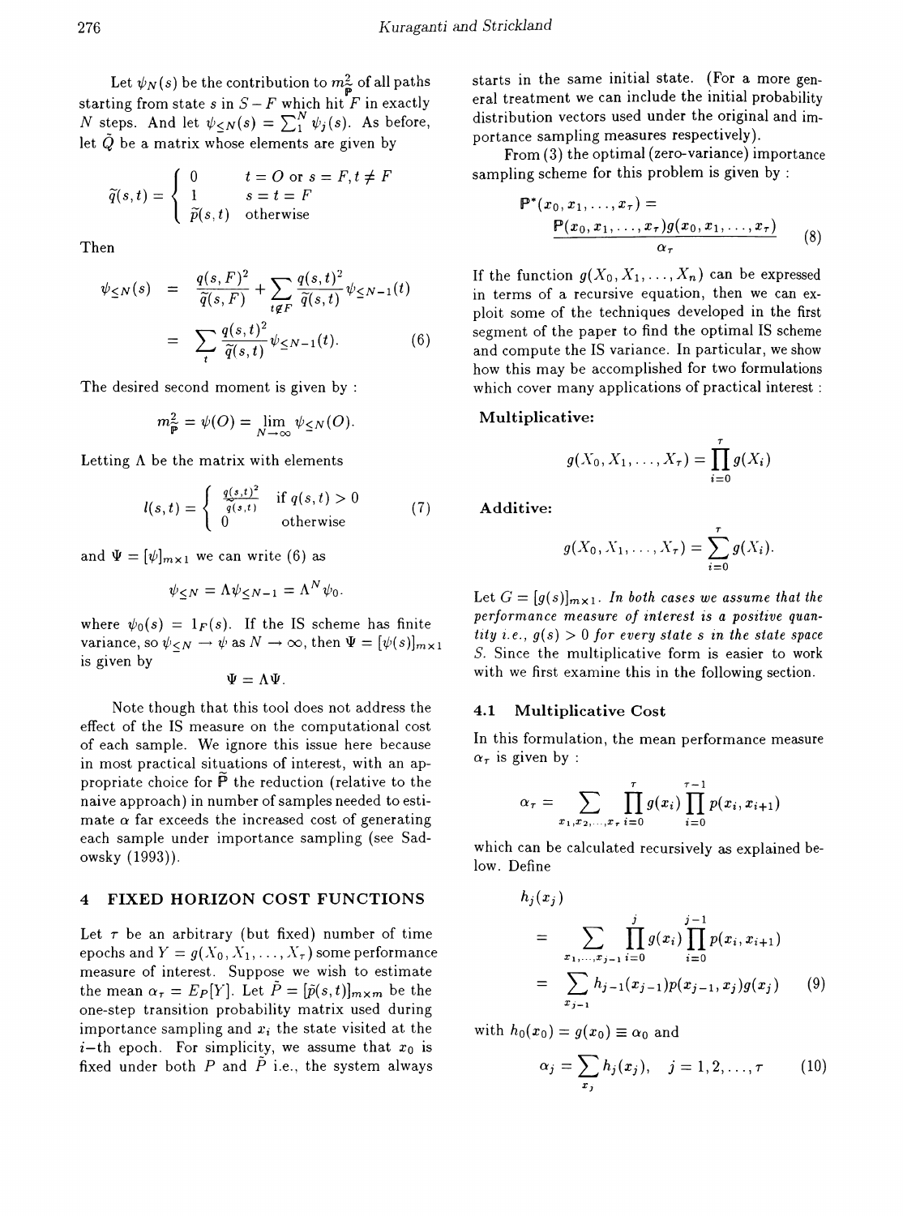Let $\psi_N(s)$ be the contribution to $m^2_{\tilde{\mathbb{P}}}$ of all paths starting from state $s$ in $S - F$ which hit $F$ in exactly $N$ steps. And let $\psi_{\leq N}(s) = \sum_1^N \psi_j(s)$. As before, let $\tilde{Q}$ be a matrix whose elements are given by

$$\tilde{q}(s,t) = \begin{cases} 0 & t = O \text{ or } s = F, t \neq F \\ 1 & s = t = F \\ \tilde{p}(s,t) & \text{otherwise} \end{cases}$$

Then

$$\begin{aligned} \psi_{\leq N}(s) &= \frac{q(s,F)^2}{\tilde{q}(s,F)} + \sum_{t \notin F} \frac{q(s,t)^2}{\tilde{q}(s,t)} \psi_{\leq N-1}(t) \\ &= \sum_t \frac{q(s,t)^2}{\tilde{q}(s,t)} \psi_{\leq N-1}(t). \end{aligned} \tag{6}$$

The desired second moment is given by :

$$m^2_{\tilde{\mathbb{P}}} = \psi(O) = \lim_{N \to \infty} \psi_{\leq N}(O).$$

Letting $\Lambda$ be the matrix with elements

$$l(s,t) = \begin{cases} \frac{q(s,t)^2}{\tilde{q}(s,t)} & \text{if } q(s,t) > 0 \\ 0 & \text{otherwise} \end{cases} \tag{7}$$

and $\Psi = [\psi]_{m \times 1}$ we can write (6) as

$$\psi_{\leq N} = \Lambda \psi_{\leq N-1} = \Lambda^N \psi_0.$$

where $\psi_0(s) = 1_F(s)$. If the IS scheme has finite variance, so $\psi_{\leq N} \to \psi$ as $N \to \infty$, then $\Psi = [\psi(s)]_{m \times 1}$ is given by

$$\Psi = \Lambda \Psi.$$

Note though that this tool does not address the effect of the IS measure on the computational cost of each sample. We ignore this issue here because in most practical situations of interest, with an appropriate choice for $\tilde{\mathbb{P}}$ the reduction (relative to the naive approach) in number of samples needed to estimate $\alpha$ far exceeds the increased cost of generating each sample under importance sampling (see Sadowsky (1993)).

## 4 FIXED HORIZON COST FUNCTIONS

Let $\tau$ be an arbitrary (but fixed) number of time epochs and $Y = g(X_0, X_1, \ldots, X_\tau)$ some performance measure of interest. Suppose we wish to estimate the mean $\alpha_\tau = E_P[Y]$. Let $\tilde{P} = [\tilde{p}(s,t)]_{m \times m}$ be the one-step transition probability matrix used during importance sampling and $x_i$ the state visited at the $i$-th epoch. For simplicity, we assume that $x_0$ is fixed under both $P$ and $\tilde{P}$ i.e., the system always starts in the same initial state. (For a more general treatment we can include the initial probability distribution vectors used under the original and importance sampling measures respectively).

From (3) the optimal (zero-variance) importance sampling scheme for this problem is given by :

$$\mathbb{P}^*(x_0, x_1, \ldots, x_\tau) = \frac{\mathbb{P}(x_0, x_1, \ldots, x_\tau) g(x_0, x_1, \ldots, x_\tau)}{\alpha_\tau} \tag{8}$$

If the function $g(X_0, X_1, \ldots, X_n)$ can be expressed in terms of a recursive equation, then we can exploit some of the techniques developed in the first segment of the paper to find the optimal IS scheme and compute the IS variance. In particular, we show how this may be accomplished for two formulations which cover many applications of practical interest :

**Multiplicative:**

$$g(X_0, X_1, \ldots, X_\tau) = \prod_{i=0}^{\tau} g(X_i)$$

**Additive:**

$$g(X_0, X_1, \ldots, X_\tau) = \sum_{i=0}^{\tau} g(X_i).$$

Let $G = [g(s)]_{m \times 1}$. *In both cases we assume that the performance measure of interest is a positive quantity i.e., $g(s) > 0$ for every state $s$ in the state space $S$.* Since the multiplicative form is easier to work with we first examine this in the following section.

### 4.1 Multiplicative Cost

In this formulation, the mean performance measure $\alpha_\tau$ is given by :

$$\alpha_\tau = \sum_{x_1, x_2, \ldots, x_\tau} \prod_{i=0}^{\tau} g(x_i) \prod_{i=0}^{\tau-1} p(x_i, x_{i+1})$$

which can be calculated recursively as explained below. Define

$$\begin{aligned} & h_j(x_j) \\ &= \sum_{x_1, \ldots, x_{j-1}} \prod_{i=0}^{j} g(x_i) \prod_{i=0}^{j-1} p(x_i, x_{i+1}) \\ &= \sum_{x_{j-1}} h_{j-1}(x_{j-1}) p(x_{j-1}, x_j) g(x_j) \end{aligned} \tag{9}$$

with $h_0(x_0) = g(x_0) \equiv \alpha_0$ and

$$\alpha_j = \sum_{x_j} h_j(x_j), \quad j = 1, 2, \ldots, \tau \tag{10}$$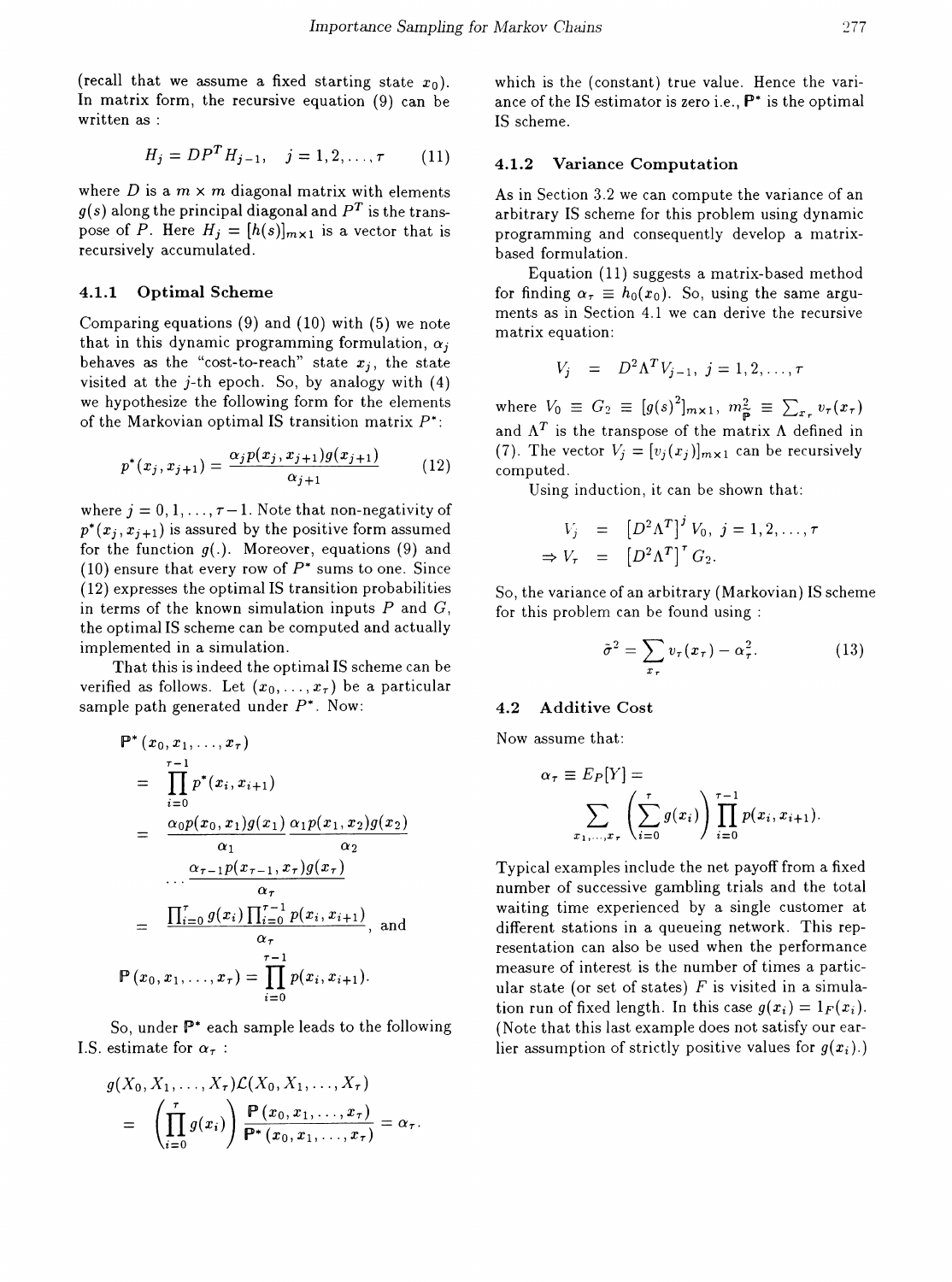(recall that we assume a fixed starting state $x_0$). In matrix form, the recursive equation (9) can be written as :

$$H_j = DP^T H_{j-1}, \quad j = 1, 2, \ldots, \tau \tag{11}$$

where $D$ is a $m \times m$ diagonal matrix with elements $g(s)$ along the principal diagonal and $P^T$ is the transpose of $P$. Here $H_j = [h(s)]_{m \times 1}$ is a vector that is recursively accumulated.

#### 4.1.1 Optimal Scheme

Comparing equations (9) and (10) with (5) we note that in this dynamic programming formulation, $\alpha_j$ behaves as the "cost-to-reach" state $x_j$, the state visited at the $j$-th epoch. So, by analogy with (4) we hypothesize the following form for the elements of the Markovian optimal IS transition matrix $P^*$:

$$p^*(x_j, x_{j+1}) = \frac{\alpha_j p(x_j, x_{j+1}) g(x_{j+1})}{\alpha_{j+1}} \tag{12}$$

where $j = 0, 1, \ldots, \tau - 1$. Note that non-negativity of $p^*(x_j, x_{j+1})$ is assured by the positive form assumed for the function $g(.)$. Moreover, equations (9) and (10) ensure that every row of $P^*$ sums to one. Since (12) expresses the optimal IS transition probabilities in terms of the known simulation inputs $P$ and $G$, the optimal IS scheme can be computed and actually implemented in a simulation.

That this is indeed the optimal IS scheme can be verified as follows. Let $(x_0, \ldots, x_\tau)$ be a particular sample path generated under $P^*$. Now:

$$\begin{aligned}
&\mathbb{P}^*(x_0, x_1, \ldots, x_\tau) \\
&= \prod_{i=0}^{\tau-1} p^*(x_i, x_{i+1}) \\
&= \frac{\alpha_0 p(x_0, x_1) g(x_1)}{\alpha_1} \frac{\alpha_1 p(x_1, x_2) g(x_2)}{\alpha_2} \\
&\quad \cdots \frac{\alpha_{\tau-1} p(x_{\tau-1}, x_\tau) g(x_\tau)}{\alpha_\tau} \\
&= \frac{\prod_{i=0}^{\tau} g(x_i) \prod_{i=0}^{\tau-1} p(x_i, x_{i+1})}{\alpha_\tau}, \text{ and} \\
&\mathbb{P}(x_0, x_1, \ldots, x_\tau) = \prod_{i=0}^{\tau-1} p(x_i, x_{i+1}).
\end{aligned}$$

So, under $\mathbb{P}^*$ each sample leads to the following I.S. estimate for $\alpha_\tau$ :

$$\begin{aligned}
&g(X_0, X_1, \ldots, X_\tau) \mathcal{L}(X_0, X_1, \ldots, X_\tau) \\
&= \left( \prod_{i=0}^{\tau} g(x_i) \right) \frac{\mathbb{P}(x_0, x_1, \ldots, x_\tau)}{\mathbb{P}^*(x_0, x_1, \ldots, x_\tau)} = \alpha_\tau.
\end{aligned}$$

which is the (constant) true value. Hence the variance of the IS estimator is zero i.e., $\mathbb{P}^*$ is the optimal IS scheme.

#### 4.1.2 Variance Computation

As in Section 3.2 we can compute the variance of an arbitrary IS scheme for this problem using dynamic programming and consequently develop a matrix-based formulation.

Equation (11) suggests a matrix-based method for finding $\alpha_\tau \equiv h_0(x_0)$. So, using the same arguments as in Section 4.1 we can derive the recursive matrix equation:

$$V_j = D^2 \Lambda^T V_{j-1}, \quad j = 1, 2, \ldots, \tau$$

where $V_0 \equiv G_2 \equiv [g(s)^2]_{m \times 1}$, $m^2_{\tilde{\mathbb{P}}} \equiv \sum_{x_\tau} v_\tau(x_\tau)$ and $\Lambda^T$ is the transpose of the matrix $\Lambda$ defined in (7). The vector $V_j = [v_j(x_j)]_{m \times 1}$ can be recursively computed.

Using induction, it can be shown that:

$$\begin{aligned}
V_j &= \left[D^2 \Lambda^T\right]^j V_0, \quad j = 1, 2, \ldots, \tau \\
\Rightarrow V_\tau &= \left[D^2 \Lambda^T\right]^\tau G_2.
\end{aligned}$$

So, the variance of an arbitrary (Markovian) IS scheme for this problem can be found using :

$$\tilde{\sigma}^2 = \sum_{x_\tau} v_\tau(x_\tau) - \alpha_\tau^2. \tag{13}$$

### 4.2 Additive Cost

Now assume that:

$$\alpha_\tau \equiv E_P[Y] = \sum_{x_1, \ldots, x_\tau} \left( \sum_{i=0}^{\tau} g(x_i) \right) \prod_{i=0}^{\tau-1} p(x_i, x_{i+1}).$$

Typical examples include the net payoff from a fixed number of successive gambling trials and the total waiting time experienced by a single customer at different stations in a queueing network. This representation can also be used when the performance measure of interest is the number of times a particular state (or set of states) $F$ is visited in a simulation run of fixed length. In this case $g(x_i) = 1_F(x_i)$. (Note that this last example does not satisfy our earlier assumption of strictly positive values for $g(x_i)$.)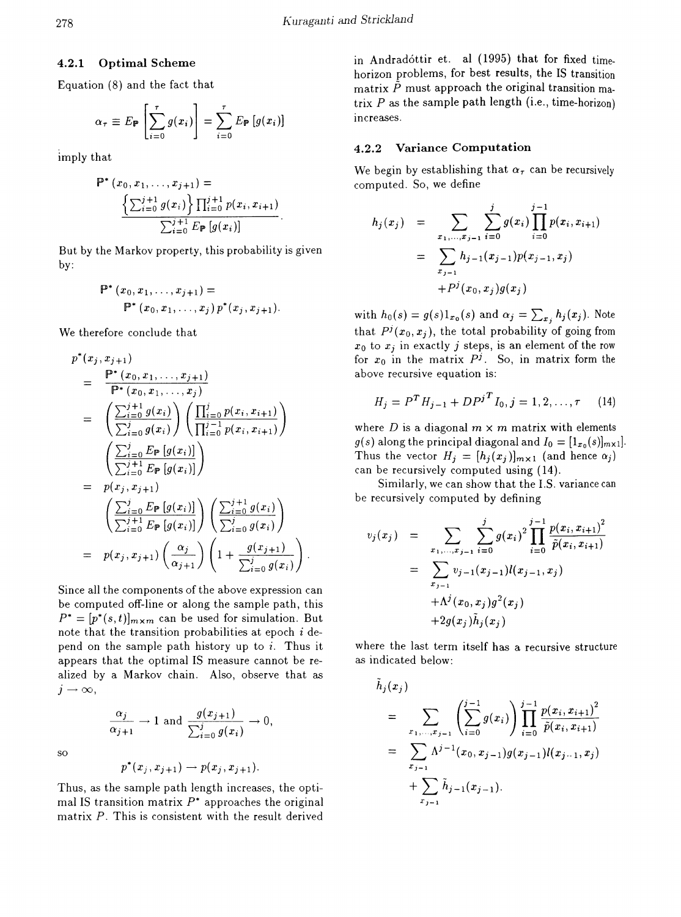### 4.2.1 Optimal Scheme

Equation (8) and the fact that

$$\alpha_\tau \equiv E_{\mathbb{P}}\left[\sum_{i=0}^{\tau} g(x_i)\right] = \sum_{i=0}^{\tau} E_{\mathbb{P}}\left[g(x_i)\right]$$

imply that

$$\mathbb{P}^*(x_0, x_1, \ldots, x_{j+1}) = \frac{\left\{\sum_{i=0}^{j+1} g(x_i)\right\} \prod_{i=0}^{j+1} p(x_i, x_{i+1})}{\sum_{i=0}^{j+1} E_{\mathbb{P}}\left[g(x_i)\right]}.$$

But by the Markov property, this probability is given by:

$$\mathbb{P}^*(x_0, x_1, \ldots, x_{j+1}) = \mathbb{P}^*(x_0, x_1, \ldots, x_j)\, p^*(x_j, x_{j+1}).$$

We therefore conclude that

$$\begin{aligned}
p^*(x_j, x_{j+1}) &= \frac{\mathbb{P}^*(x_0, x_1, \ldots, x_{j+1})}{\mathbb{P}^*(x_0, x_1, \ldots, x_j)} \\
&= \left(\frac{\sum_{i=0}^{j+1} g(x_i)}{\sum_{i=0}^{j} g(x_i)}\right)\left(\frac{\prod_{i=0}^{j} p(x_i, x_{i+1})}{\prod_{i=0}^{j-1} p(x_i, x_{i+1})}\right) \\
&\quad \left(\frac{\sum_{i=0}^{j} E_{\mathbb{P}}\left[g(x_i)\right]}{\sum_{i=0}^{j+1} E_{\mathbb{P}}\left[g(x_i)\right]}\right) \\
&= p(x_j, x_{j+1}) \\
&\quad \left(\frac{\sum_{i=0}^{j} E_{\mathbb{P}}\left[g(x_i)\right]}{\sum_{i=0}^{j+1} E_{\mathbb{P}}\left[g(x_i)\right]}\right)\left(\frac{\sum_{i=0}^{j+1} g(x_i)}{\sum_{i=0}^{j} g(x_i)}\right) \\
&= p(x_j, x_{j+1})\left(\frac{\alpha_j}{\alpha_{j+1}}\right)\left(1 + \frac{g(x_{j+1})}{\sum_{i=0}^{j} g(x_i)}\right).
\end{aligned}$$

Since all the components of the above expression can be computed off-line or along the sample path, this $P^* = [p^*(s,t)]_{m \times m}$ can be used for simulation. But note that the transition probabilities at epoch $i$ depend on the sample path history up to $i$. Thus it appears that the optimal IS measure cannot be realized by a Markov chain. Also, observe that as $j \to \infty$,

$$\frac{\alpha_j}{\alpha_{j+1}} \to 1 \text{ and } \frac{g(x_{j+1})}{\sum_{i=0}^{j} g(x_i)} \to 0,$$

so

$$p^*(x_j, x_{j+1}) \to p(x_j, x_{j+1}).$$

Thus, as the sample path length increases, the optimal IS transition matrix $P^*$ approaches the original matrix $P$. This is consistent with the result derived in Andradóttir et. al (1995) that for fixed time-horizon problems, for best results, the IS transition matrix $\tilde{P}$ must approach the original transition matrix $P$ as the sample path length (i.e., time-horizon) increases.

### 4.2.2 Variance Computation

We begin by establishing that $\alpha_\tau$ can be recursively computed. So, we define

$$\begin{aligned}
h_j(x_j) &= \sum_{x_1, \ldots, x_{j-1}} \sum_{i=0}^{j} g(x_i) \prod_{i=0}^{j-1} p(x_i, x_{i+1}) \\
&= \sum_{x_{j-1}} h_{j-1}(x_{j-1}) p(x_{j-1}, x_j) \\
&\quad + P^j(x_0, x_j) g(x_j)
\end{aligned}$$

with $h_0(s) = g(s) 1_{x_0}(s)$ and $\alpha_j = \sum_{x_j} h_j(x_j)$. Note that $P^j(x_0, x_j)$, the total probability of going from $x_0$ to $x_j$ in exactly $j$ steps, is an element of the row for $x_0$ in the matrix $P^j$. So, in matrix form the above recursive equation is:

$$H_j = P^T H_{j-1} + D P^{j^T} I_0, \; j = 1, 2, \ldots, \tau \quad (14)$$

where $D$ is a diagonal $m \times m$ matrix with elements $g(s)$ along the principal diagonal and $I_0 = [1_{x_0}(s)]_{m \times 1}$. Thus the vector $H_j = [h_j(x_j)]_{m \times 1}$ (and hence $\alpha_j$) can be recursively computed using (14).

Similarly, we can show that the I.S. variance can be recursively computed by defining

$$\begin{aligned}
v_j(x_j) &= \sum_{x_1, \ldots, x_{j-1}} \sum_{i=0}^{j} g(x_i)^2 \prod_{i=0}^{j-1} \frac{p(x_i, x_{i+1})^2}{\tilde{p}(x_i, x_{i+1})} \\
&= \sum_{x_{j-1}} v_{j-1}(x_{j-1}) l(x_{j-1}, x_j) \\
&\quad + \Lambda^j(x_0, x_j) g^2(x_j) \\
&\quad + 2 g(x_j) \tilde{h}_j(x_j)
\end{aligned}$$

where the last term itself has a recursive structure as indicated below:

$$\begin{aligned}
&\tilde{h}_j(x_j) \\
&= \sum_{x_1, \ldots, x_{j-1}} \left(\sum_{i=0}^{j-1} g(x_i)\right) \prod_{i=0}^{j-1} \frac{p(x_i, x_{i+1})^2}{\tilde{p}(x_i, x_{i+1})} \\
&= \sum_{x_{j-1}} \Lambda^{j-1}(x_0, x_{j-1}) g(x_{j-1}) l(x_{j-1}, x_j) \\
&\quad + \sum_{x_{j-1}} \tilde{h}_{j-1}(x_{j-1}).
\end{aligned}$$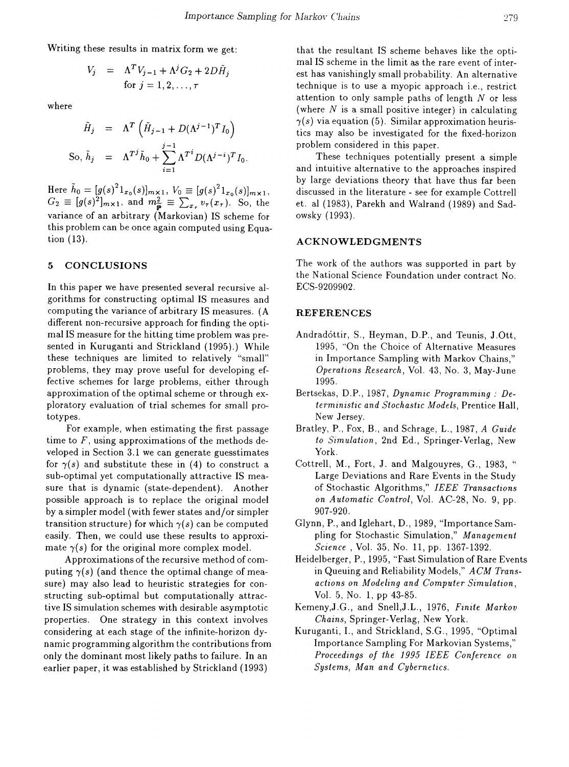Writing these results in matrix form we get:

$$V_j = \Lambda^T V_{j-1} + \Lambda^j G_2 + 2D\tilde{H}_j$$
$$\text{for } j = 1, 2, \ldots, \tau$$

where

$$\tilde{H}_j = \Lambda^T \left( \tilde{H}_{j-1} + D(\Lambda^{j-1})^T I_0 \right)$$

$$\text{So, } \tilde{h}_j = \Lambda^{T^j} \tilde{h}_0 + \sum_{i=1}^{j-1} \Lambda^{T^i} D(\Lambda^{j-i})^T I_0.$$

Here $\tilde{h}_0 = [g(s)^2 1_{x_0}(s)]_{m \times 1}$, $V_0 \equiv [g(s)^2 1_{x_0}(s)]_{m \times 1}$, $G_2 \equiv [g(s)^2]_{m \times 1}$, and $m^2_{\mathbb{P}} \equiv \sum_{x_\tau} v_\tau(x_\tau)$. So, the variance of an arbitrary (Markovian) IS scheme for this problem can be once again computed using Equation (13).

## 5 CONCLUSIONS

In this paper we have presented several recursive algorithms for constructing optimal IS measures and computing the variance of arbitrary IS measures. (A different non-recursive approach for finding the optimal IS measure for the hitting time problem was presented in Kuruganti and Strickland (1995).) While these techniques are limited to relatively "small" problems, they may prove useful for developing effective schemes for large problems, either through approximation of the optimal scheme or through exploratory evaluation of trial schemes for small prototypes.

For example, when estimating the first passage time to $F$, using approximations of the methods developed in Section 3.1 we can generate guesstimates for $\gamma(s)$ and substitute these in (4) to construct a sub-optimal yet computationally attractive IS measure that is dynamic (state-dependent). Another possible approach is to replace the original model by a simpler model (with fewer states and/or simpler transition structure) for which $\gamma(s)$ can be computed easily. Then, we could use these results to approximate $\gamma(s)$ for the original more complex model.

Approximations of the recursive method of computing $\gamma(s)$ (and thence the optimal change of measure) may also lead to heuristic strategies for constructing sub-optimal but computationally attractive IS simulation schemes with desirable asymptotic properties. One strategy in this context involves considering at each stage of the infinite-horizon dynamic programming algorithm the contributions from only the dominant most likely paths to failure. In an earlier paper, it was established by Strickland (1993) that the resultant IS scheme behaves like the optimal IS scheme in the limit as the rare event of interest has vanishingly small probability. An alternative technique is to use a myopic approach i.e., restrict attention to only sample paths of length $N$ or less (where $N$ is a small positive integer) in calculating $\gamma(s)$ via equation (5). Similar approximation heuristics may also be investigated for the fixed-horizon problem considered in this paper.

These techniques potentially present a simple and intuitive alternative to the approaches inspired by large deviations theory that have thus far been discussed in the literature - see for example Cottrell et. al (1983), Parekh and Walrand (1989) and Sadowsky (1993).

## ACKNOWLEDGMENTS

The work of the authors was supported in part by the National Science Foundation under contract No. ECS-9209902.

## REFERENCES

Andradóttir, S., Heyman, D.P., and Teunis, J.Ott, 1995, "On the Choice of Alternative Measures in Importance Sampling with Markov Chains," *Operations Research*, Vol. 43, No. 3, May-June 1995.

Bertsekas, D.P., 1987, *Dynamic Programming : Deterministic and Stochastic Models*, Prentice Hall, New Jersey.

Bratley, P., Fox, B., and Schrage, L., 1987, *A Guide to Simulation*, 2nd Ed., Springer-Verlag, New York.

Cottrell, M., Fort, J. and Malgouyres, G., 1983, " Large Deviations and Rare Events in the Study of Stochastic Algorithms," *IEEE Transactions on Automatic Control*, Vol. AC-28, No. 9, pp. 907-920.

Glynn, P., and Iglehart, D., 1989, "Importance Sampling for Stochastic Simulation," *Management Science* , Vol. 35, No. 11, pp. 1367-1392.

Heidelberger, P., 1995, "Fast Simulation of Rare Events in Queuing and Reliability Models," *ACM Transactions on Modeling and Computer Simulation*, Vol. 5, No. 1, pp 43-85.

Kemeny,J.G., and Snell,J.L., 1976, *Finite Markov Chains*, Springer-Verlag, New York.

Kuruganti, I., and Strickland, S.G., 1995, "Optimal Importance Sampling For Markovian Systems," *Proceedings of the 1995 IEEE Conference on Systems, Man and Cybernetics.*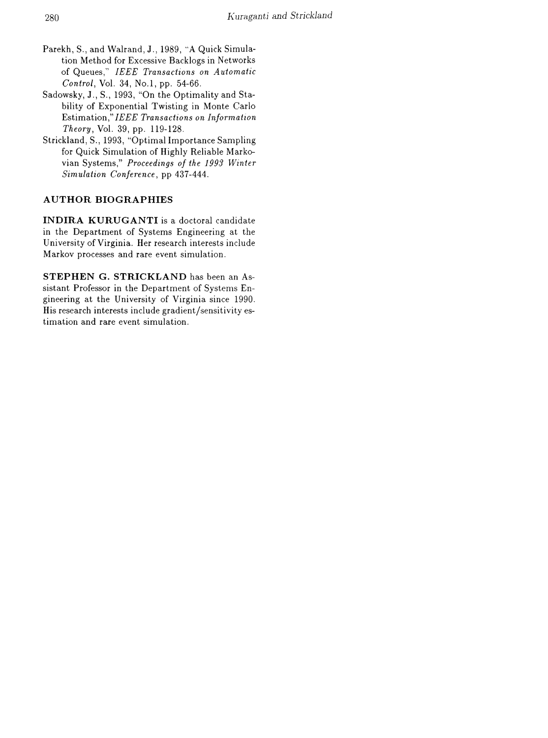Parekh, S., and Walrand, J., 1989, "A Quick Simulation Method for Excessive Backlogs in Networks of Queues," *IEEE Transactions on Automatic Control*, Vol. 34, No.1, pp. 54-66.

Sadowsky, J., S., 1993, "On the Optimality and Stability of Exponential Twisting in Monte Carlo Estimation," *IEEE Transactions on Information Theory*, Vol. 39, pp. 119-128.

Strickland, S., 1993, "Optimal Importance Sampling for Quick Simulation of Highly Reliable Markovian Systems," *Proceedings of the 1993 Winter Simulation Conference*, pp 437-444.

## AUTHOR BIOGRAPHIES

**INDIRA KURUGANTI** is a doctoral candidate in the Department of Systems Engineering at the University of Virginia. Her research interests include Markov processes and rare event simulation.

**STEPHEN G. STRICKLAND** has been an Assistant Professor in the Department of Systems Engineering at the University of Virginia since 1990. His research interests include gradient/sensitivity estimation and rare event simulation.